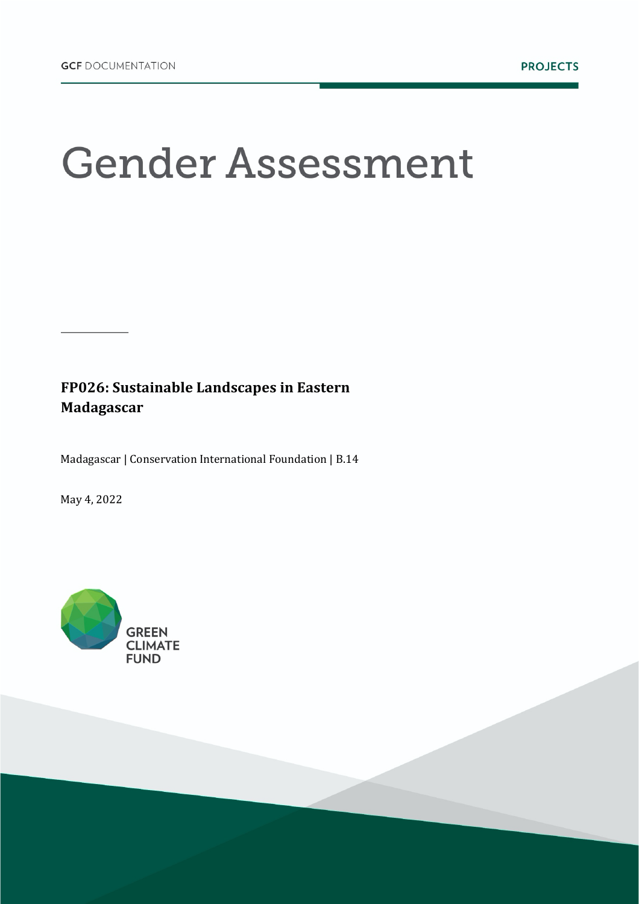GCF DOCUMENTATION

PROJECTS

# Gender Assessment

**FP026: Sustainable Landscapes in Eastern Madagascar**

Madagascar | Conservation International Foundation | B.14

May 4, 2022

GREEN CLIMATE FUND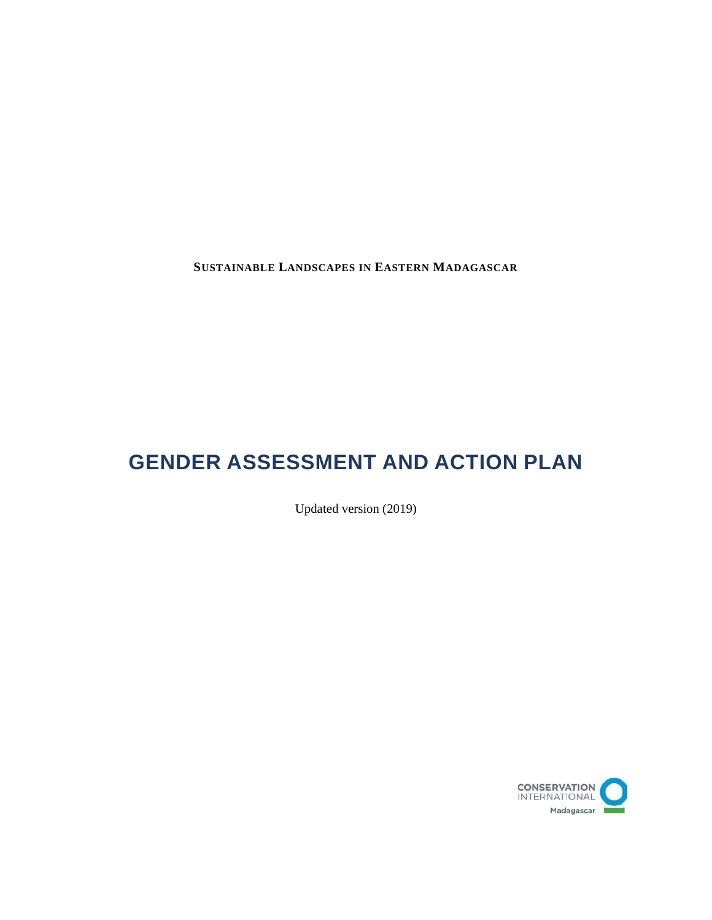**SUSTAINABLE LANDSCAPES IN EASTERN MADAGASCAR**

# GENDER ASSESSMENT AND ACTION PLAN

Updated version (2019)

CONSERVATION INTERNATIONAL

Madagascar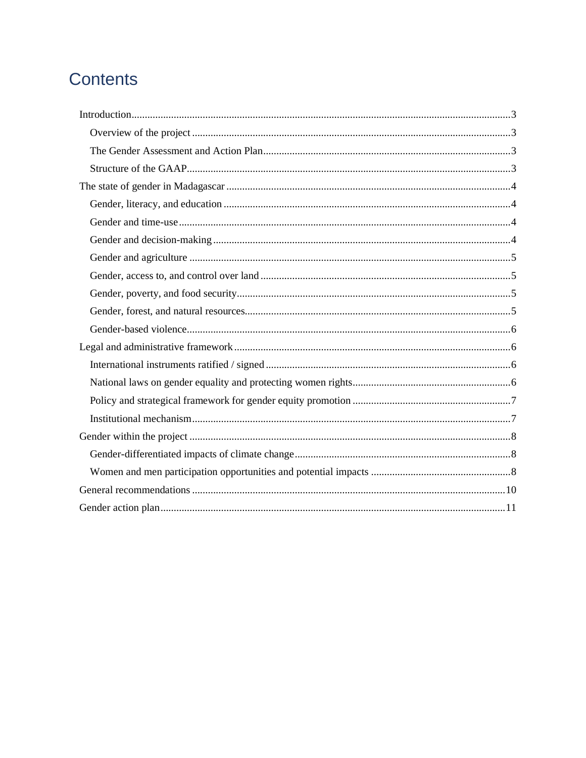# Contents

- Introduction ... 3
  - Overview of the project ... 3
  - The Gender Assessment and Action Plan ... 3
  - Structure of the GAAP ... 3
- The state of gender in Madagascar ... 4
  - Gender, literacy, and education ... 4
  - Gender and time-use ... 4
  - Gender and decision-making ... 4
  - Gender and agriculture ... 5
  - Gender, access to, and control over land ... 5
  - Gender, poverty, and food security ... 5
  - Gender, forest, and natural resources ... 5
  - Gender-based violence ... 6
- Legal and administrative framework ... 6
  - International instruments ratified / signed ... 6
  - National laws on gender equality and protecting women rights ... 6
  - Policy and strategical framework for gender equity promotion ... 7
  - Institutional mechanism ... 7
- Gender within the project ... 8
  - Gender-differentiated impacts of climate change ... 8
  - Women and men participation opportunities and potential impacts ... 8
- General recommendations ... 10
- Gender action plan ... 11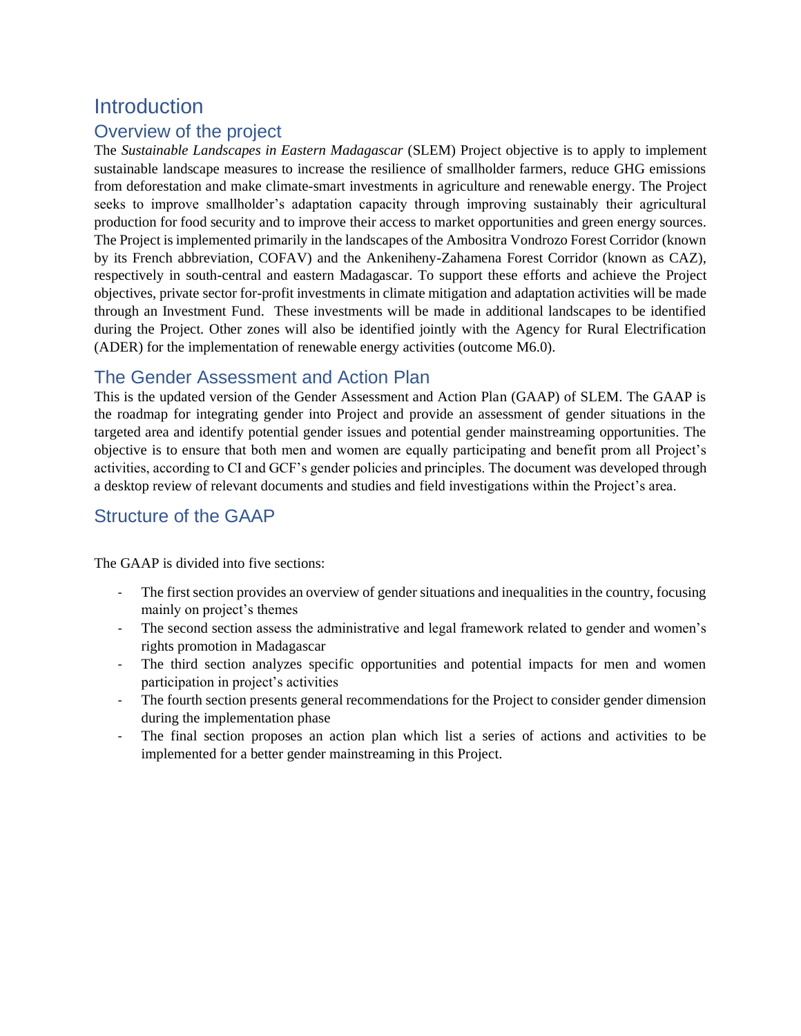# Introduction

## Overview of the project

The *Sustainable Landscapes in Eastern Madagascar* (SLEM) Project objective is to apply to implement sustainable landscape measures to increase the resilience of smallholder farmers, reduce GHG emissions from deforestation and make climate-smart investments in agriculture and renewable energy. The Project seeks to improve smallholder's adaptation capacity through improving sustainably their agricultural production for food security and to improve their access to market opportunities and green energy sources. The Project is implemented primarily in the landscapes of the Ambositra Vondrozo Forest Corridor (known by its French abbreviation, COFAV) and the Ankeniheny-Zahamena Forest Corridor (known as CAZ), respectively in south-central and eastern Madagascar. To support these efforts and achieve the Project objectives, private sector for-profit investments in climate mitigation and adaptation activities will be made through an Investment Fund. These investments will be made in additional landscapes to be identified during the Project. Other zones will also be identified jointly with the Agency for Rural Electrification (ADER) for the implementation of renewable energy activities (outcome M6.0).

## The Gender Assessment and Action Plan

This is the updated version of the Gender Assessment and Action Plan (GAAP) of SLEM. The GAAP is the roadmap for integrating gender into Project and provide an assessment of gender situations in the targeted area and identify potential gender issues and potential gender mainstreaming opportunities. The objective is to ensure that both men and women are equally participating and benefit prom all Project's activities, according to CI and GCF's gender policies and principles. The document was developed through a desktop review of relevant documents and studies and field investigations within the Project's area.

## Structure of the GAAP

The GAAP is divided into five sections:

- The first section provides an overview of gender situations and inequalities in the country, focusing mainly on project's themes
- The second section assess the administrative and legal framework related to gender and women's rights promotion in Madagascar
- The third section analyzes specific opportunities and potential impacts for men and women participation in project's activities
- The fourth section presents general recommendations for the Project to consider gender dimension during the implementation phase
- The final section proposes an action plan which list a series of actions and activities to be implemented for a better gender mainstreaming in this Project.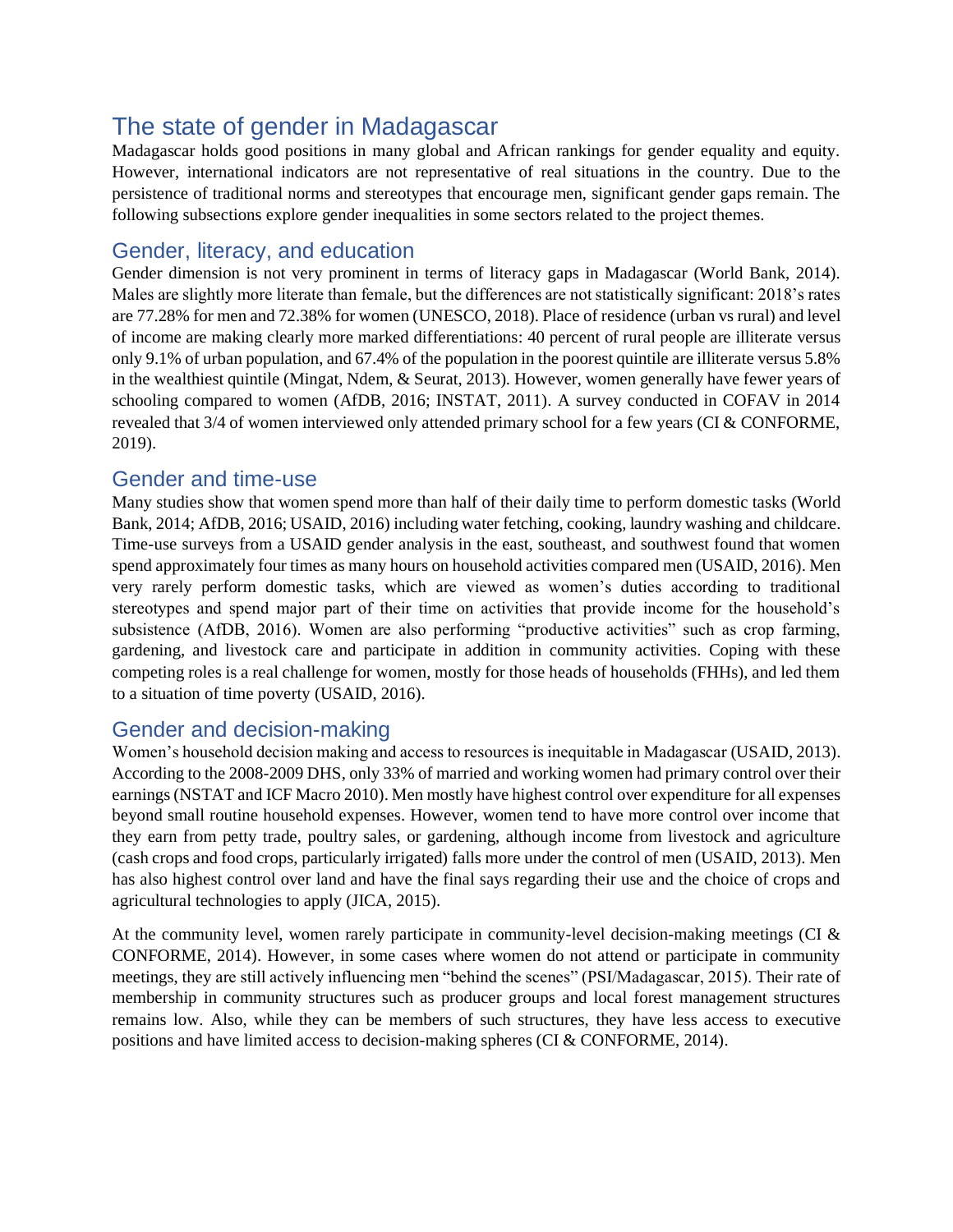# The state of gender in Madagascar

Madagascar holds good positions in many global and African rankings for gender equality and equity. However, international indicators are not representative of real situations in the country. Due to the persistence of traditional norms and stereotypes that encourage men, significant gender gaps remain. The following subsections explore gender inequalities in some sectors related to the project themes.

## Gender, literacy, and education

Gender dimension is not very prominent in terms of literacy gaps in Madagascar (World Bank, 2014). Males are slightly more literate than female, but the differences are not statistically significant: 2018's rates are 77.28% for men and 72.38% for women (UNESCO, 2018). Place of residence (urban vs rural) and level of income are making clearly more marked differentiations: 40 percent of rural people are illiterate versus only 9.1% of urban population, and 67.4% of the population in the poorest quintile are illiterate versus 5.8% in the wealthiest quintile (Mingat, Ndem, & Seurat, 2013). However, women generally have fewer years of schooling compared to women (AfDB, 2016; INSTAT, 2011). A survey conducted in COFAV in 2014 revealed that 3/4 of women interviewed only attended primary school for a few years (CI & CONFORME, 2019).

## Gender and time-use

Many studies show that women spend more than half of their daily time to perform domestic tasks (World Bank, 2014; AfDB, 2016; USAID, 2016) including water fetching, cooking, laundry washing and childcare. Time-use surveys from a USAID gender analysis in the east, southeast, and southwest found that women spend approximately four times as many hours on household activities compared men (USAID, 2016). Men very rarely perform domestic tasks, which are viewed as women's duties according to traditional stereotypes and spend major part of their time on activities that provide income for the household's subsistence (AfDB, 2016). Women are also performing "productive activities" such as crop farming, gardening, and livestock care and participate in addition in community activities. Coping with these competing roles is a real challenge for women, mostly for those heads of households (FHHs), and led them to a situation of time poverty (USAID, 2016).

## Gender and decision-making

Women's household decision making and access to resources is inequitable in Madagascar (USAID, 2013). According to the 2008-2009 DHS, only 33% of married and working women had primary control over their earnings (NSTAT and ICF Macro 2010). Men mostly have highest control over expenditure for all expenses beyond small routine household expenses. However, women tend to have more control over income that they earn from petty trade, poultry sales, or gardening, although income from livestock and agriculture (cash crops and food crops, particularly irrigated) falls more under the control of men (USAID, 2013). Men has also highest control over land and have the final says regarding their use and the choice of crops and agricultural technologies to apply (JICA, 2015).

At the community level, women rarely participate in community-level decision-making meetings (CI & CONFORME, 2014). However, in some cases where women do not attend or participate in community meetings, they are still actively influencing men "behind the scenes" (PSI/Madagascar, 2015). Their rate of membership in community structures such as producer groups and local forest management structures remains low. Also, while they can be members of such structures, they have less access to executive positions and have limited access to decision-making spheres (CI & CONFORME, 2014).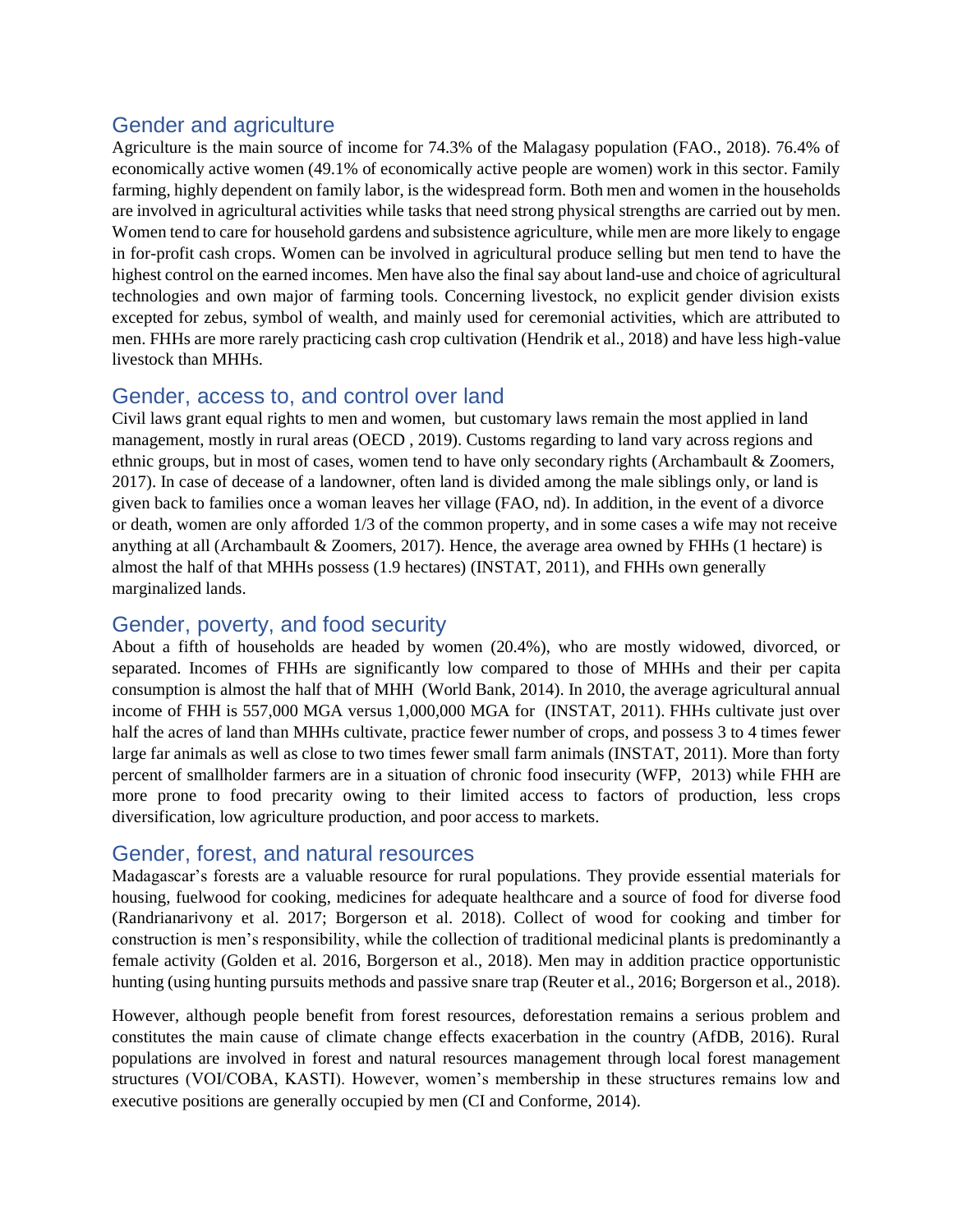## Gender and agriculture

Agriculture is the main source of income for 74.3% of the Malagasy population (FAO., 2018). 76.4% of economically active women (49.1% of economically active people are women) work in this sector. Family farming, highly dependent on family labor, is the widespread form. Both men and women in the households are involved in agricultural activities while tasks that need strong physical strengths are carried out by men. Women tend to care for household gardens and subsistence agriculture, while men are more likely to engage in for-profit cash crops. Women can be involved in agricultural produce selling but men tend to have the highest control on the earned incomes. Men have also the final say about land-use and choice of agricultural technologies and own major of farming tools. Concerning livestock, no explicit gender division exists excepted for zebus, symbol of wealth, and mainly used for ceremonial activities, which are attributed to men. FHHs are more rarely practicing cash crop cultivation (Hendrik et al., 2018) and have less high-value livestock than MHHs.

## Gender, access to, and control over land

Civil laws grant equal rights to men and women, but customary laws remain the most applied in land management, mostly in rural areas (OECD , 2019). Customs regarding to land vary across regions and ethnic groups, but in most of cases, women tend to have only secondary rights (Archambault & Zoomers, 2017). In case of decease of a landowner, often land is divided among the male siblings only, or land is given back to families once a woman leaves her village (FAO, nd). In addition, in the event of a divorce or death, women are only afforded 1/3 of the common property, and in some cases a wife may not receive anything at all (Archambault & Zoomers, 2017). Hence, the average area owned by FHHs (1 hectare) is almost the half of that MHHs possess (1.9 hectares) (INSTAT, 2011), and FHHs own generally marginalized lands.

## Gender, poverty, and food security

About a fifth of households are headed by women (20.4%), who are mostly widowed, divorced, or separated. Incomes of FHHs are significantly low compared to those of MHHs and their per capita consumption is almost the half that of MHH (World Bank, 2014). In 2010, the average agricultural annual income of FHH is 557,000 MGA versus 1,000,000 MGA for (INSTAT, 2011). FHHs cultivate just over half the acres of land than MHHs cultivate, practice fewer number of crops, and possess 3 to 4 times fewer large far animals as well as close to two times fewer small farm animals (INSTAT, 2011). More than forty percent of smallholder farmers are in a situation of chronic food insecurity (WFP, 2013) while FHH are more prone to food precarity owing to their limited access to factors of production, less crops diversification, low agriculture production, and poor access to markets.

## Gender, forest, and natural resources

Madagascar's forests are a valuable resource for rural populations. They provide essential materials for housing, fuelwood for cooking, medicines for adequate healthcare and a source of food for diverse food (Randrianarivony et al. 2017; Borgerson et al. 2018). Collect of wood for cooking and timber for construction is men's responsibility, while the collection of traditional medicinal plants is predominantly a female activity (Golden et al. 2016, Borgerson et al., 2018). Men may in addition practice opportunistic hunting (using hunting pursuits methods and passive snare trap (Reuter et al., 2016; Borgerson et al., 2018).

However, although people benefit from forest resources, deforestation remains a serious problem and constitutes the main cause of climate change effects exacerbation in the country (AfDB, 2016). Rural populations are involved in forest and natural resources management through local forest management structures (VOI/COBA, KASTI). However, women's membership in these structures remains low and executive positions are generally occupied by men (CI and Conforme, 2014).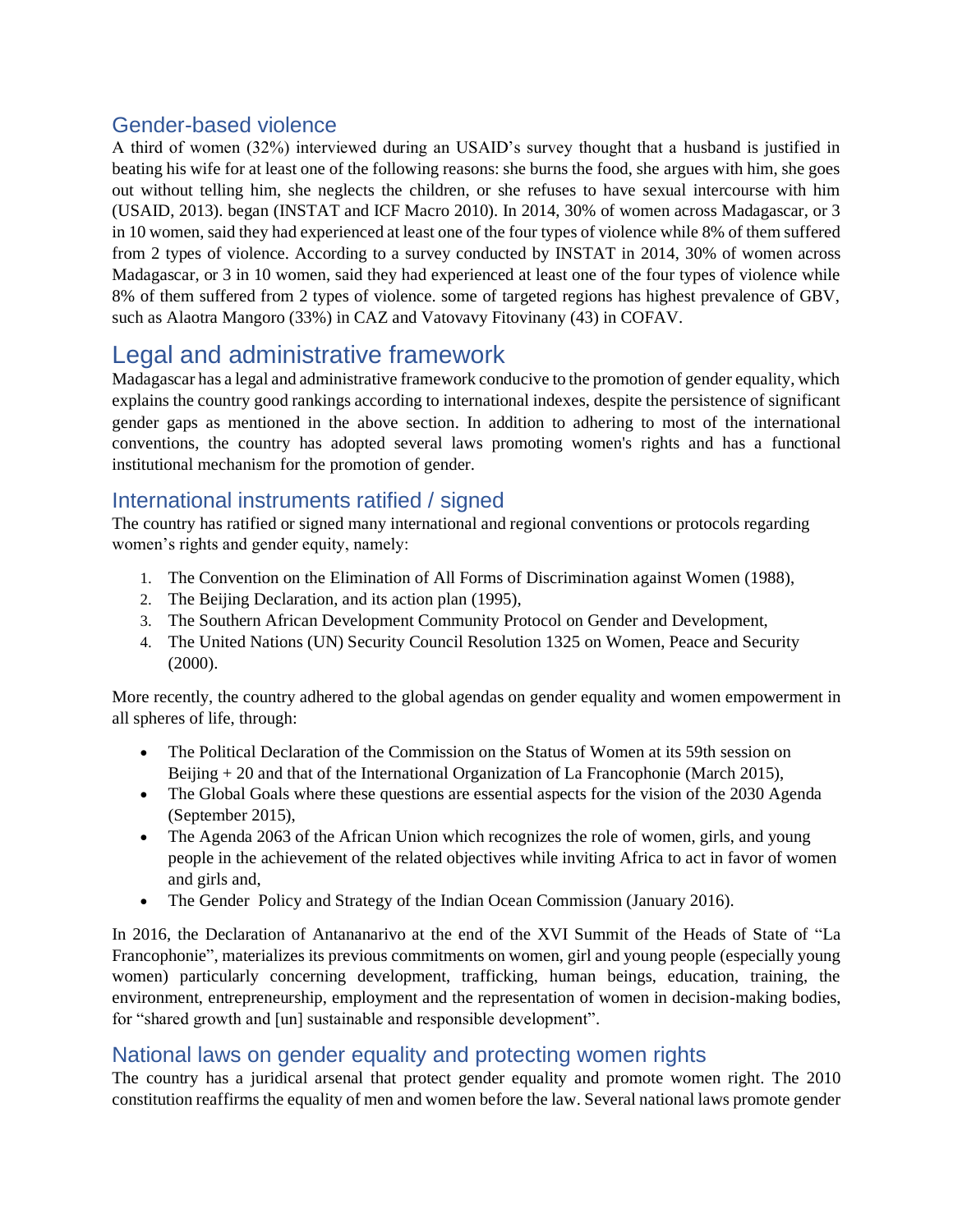## Gender-based violence

A third of women (32%) interviewed during an USAID's survey thought that a husband is justified in beating his wife for at least one of the following reasons: she burns the food, she argues with him, she goes out without telling him, she neglects the children, or she refuses to have sexual intercourse with him (USAID, 2013). began (INSTAT and ICF Macro 2010). In 2014, 30% of women across Madagascar, or 3 in 10 women, said they had experienced at least one of the four types of violence while 8% of them suffered from 2 types of violence. According to a survey conducted by INSTAT in 2014, 30% of women across Madagascar, or 3 in 10 women, said they had experienced at least one of the four types of violence while 8% of them suffered from 2 types of violence. some of targeted regions has highest prevalence of GBV, such as Alaotra Mangoro (33%) in CAZ and Vatovavy Fitovinany (43) in COFAV.

# Legal and administrative framework

Madagascar has a legal and administrative framework conducive to the promotion of gender equality, which explains the country good rankings according to international indexes, despite the persistence of significant gender gaps as mentioned in the above section. In addition to adhering to most of the international conventions, the country has adopted several laws promoting women's rights and has a functional institutional mechanism for the promotion of gender.

## International instruments ratified / signed

The country has ratified or signed many international and regional conventions or protocols regarding women's rights and gender equity, namely:

1. The Convention on the Elimination of All Forms of Discrimination against Women (1988),
2. The Beijing Declaration, and its action plan (1995),
3. The Southern African Development Community Protocol on Gender and Development,
4. The United Nations (UN) Security Council Resolution 1325 on Women, Peace and Security (2000).

More recently, the country adhered to the global agendas on gender equality and women empowerment in all spheres of life, through:

- The Political Declaration of the Commission on the Status of Women at its 59th session on Beijing + 20 and that of the International Organization of La Francophonie (March 2015),
- The Global Goals where these questions are essential aspects for the vision of the 2030 Agenda (September 2015),
- The Agenda 2063 of the African Union which recognizes the role of women, girls, and young people in the achievement of the related objectives while inviting Africa to act in favor of women and girls and,
- The Gender Policy and Strategy of the Indian Ocean Commission (January 2016).

In 2016, the Declaration of Antananarivo at the end of the XVI Summit of the Heads of State of "La Francophonie", materializes its previous commitments on women, girl and young people (especially young women) particularly concerning development, trafficking, human beings, education, training, the environment, entrepreneurship, employment and the representation of women in decision-making bodies, for "shared growth and [un] sustainable and responsible development".

## National laws on gender equality and protecting women rights

The country has a juridical arsenal that protect gender equality and promote women right. The 2010 constitution reaffirms the equality of men and women before the law. Several national laws promote gender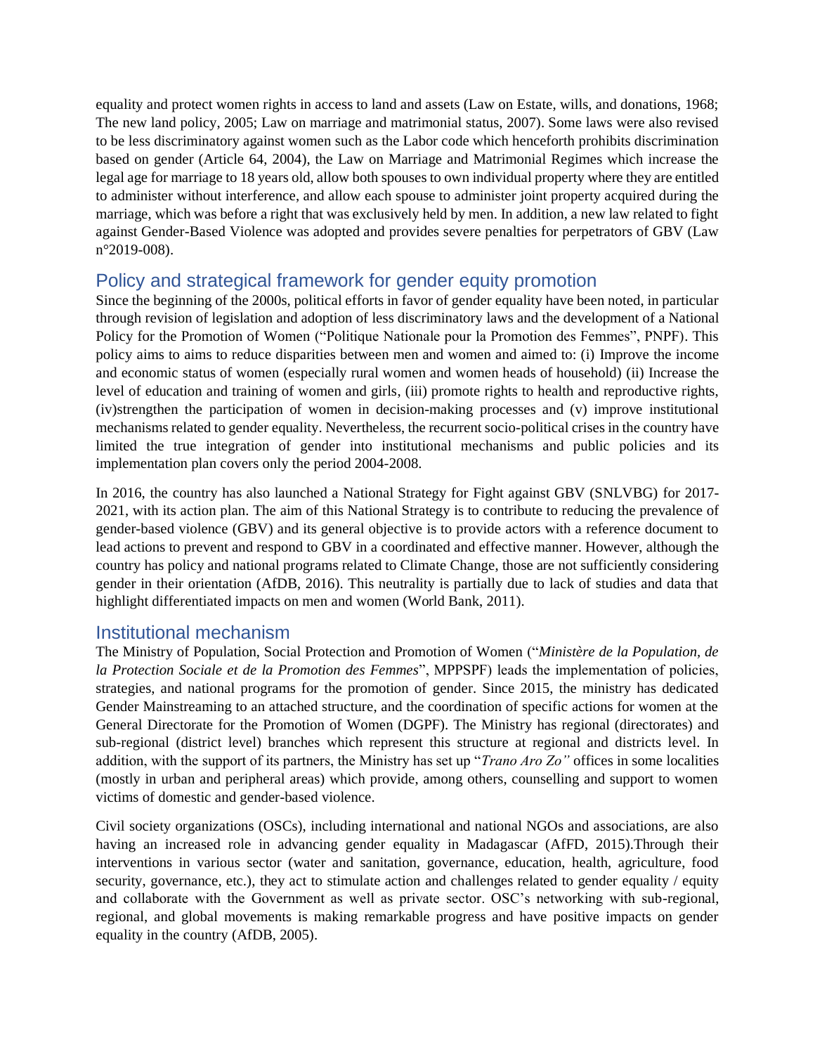equality and protect women rights in access to land and assets (Law on Estate, wills, and donations, 1968; The new land policy, 2005; Law on marriage and matrimonial status, 2007). Some laws were also revised to be less discriminatory against women such as the Labor code which henceforth prohibits discrimination based on gender (Article 64, 2004), the Law on Marriage and Matrimonial Regimes which increase the legal age for marriage to 18 years old, allow both spouses to own individual property where they are entitled to administer without interference, and allow each spouse to administer joint property acquired during the marriage, which was before a right that was exclusively held by men. In addition, a new law related to fight against Gender-Based Violence was adopted and provides severe penalties for perpetrators of GBV (Law n°2019-008).

## Policy and strategical framework for gender equity promotion

Since the beginning of the 2000s, political efforts in favor of gender equality have been noted, in particular through revision of legislation and adoption of less discriminatory laws and the development of a National Policy for the Promotion of Women ("Politique Nationale pour la Promotion des Femmes", PNPF). This policy aims to aims to reduce disparities between men and women and aimed to: (i) Improve the income and economic status of women (especially rural women and women heads of household) (ii) Increase the level of education and training of women and girls, (iii) promote rights to health and reproductive rights, (iv)strengthen the participation of women in decision-making processes and (v) improve institutional mechanisms related to gender equality. Nevertheless, the recurrent socio-political crises in the country have limited the true integration of gender into institutional mechanisms and public policies and its implementation plan covers only the period 2004-2008.

In 2016, the country has also launched a National Strategy for Fight against GBV (SNLVBG) for 2017-2021, with its action plan. The aim of this National Strategy is to contribute to reducing the prevalence of gender-based violence (GBV) and its general objective is to provide actors with a reference document to lead actions to prevent and respond to GBV in a coordinated and effective manner. However, although the country has policy and national programs related to Climate Change, those are not sufficiently considering gender in their orientation (AfDB, 2016). This neutrality is partially due to lack of studies and data that highlight differentiated impacts on men and women (World Bank, 2011).

## Institutional mechanism

The Ministry of Population, Social Protection and Promotion of Women ("*Ministère de la Population, de la Protection Sociale et de la Promotion des Femmes*", MPPSPF) leads the implementation of policies, strategies, and national programs for the promotion of gender. Since 2015, the ministry has dedicated Gender Mainstreaming to an attached structure, and the coordination of specific actions for women at the General Directorate for the Promotion of Women (DGPF). The Ministry has regional (directorates) and sub-regional (district level) branches which represent this structure at regional and districts level. In addition, with the support of its partners, the Ministry has set up "*Trano Aro Zo"* offices in some localities (mostly in urban and peripheral areas) which provide, among others, counselling and support to women victims of domestic and gender-based violence.

Civil society organizations (OSCs), including international and national NGOs and associations, are also having an increased role in advancing gender equality in Madagascar (AfFD, 2015).Through their interventions in various sector (water and sanitation, governance, education, health, agriculture, food security, governance, etc.), they act to stimulate action and challenges related to gender equality / equity and collaborate with the Government as well as private sector. OSC's networking with sub-regional, regional, and global movements is making remarkable progress and have positive impacts on gender equality in the country (AfDB, 2005).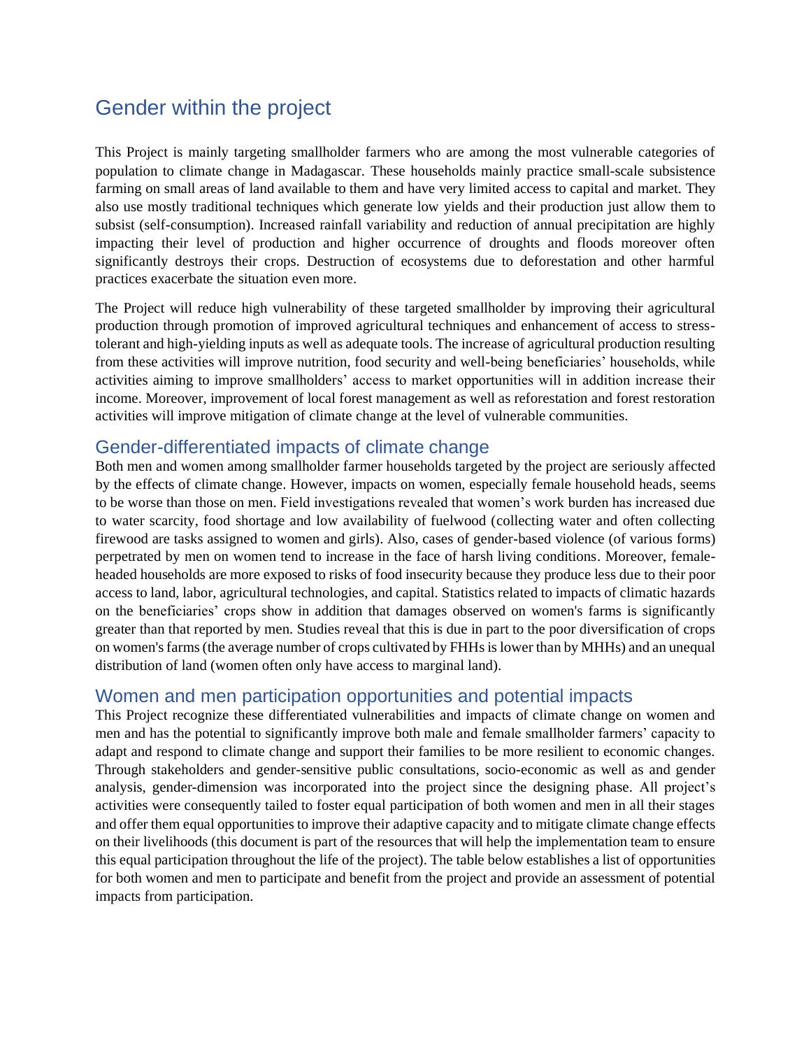# Gender within the project

This Project is mainly targeting smallholder farmers who are among the most vulnerable categories of population to climate change in Madagascar. These households mainly practice small-scale subsistence farming on small areas of land available to them and have very limited access to capital and market. They also use mostly traditional techniques which generate low yields and their production just allow them to subsist (self-consumption). Increased rainfall variability and reduction of annual precipitation are highly impacting their level of production and higher occurrence of droughts and floods moreover often significantly destroys their crops. Destruction of ecosystems due to deforestation and other harmful practices exacerbate the situation even more.

The Project will reduce high vulnerability of these targeted smallholder by improving their agricultural production through promotion of improved agricultural techniques and enhancement of access to stress-tolerant and high-yielding inputs as well as adequate tools. The increase of agricultural production resulting from these activities will improve nutrition, food security and well-being beneficiaries' households, while activities aiming to improve smallholders' access to market opportunities will in addition increase their income. Moreover, improvement of local forest management as well as reforestation and forest restoration activities will improve mitigation of climate change at the level of vulnerable communities.

## Gender-differentiated impacts of climate change

Both men and women among smallholder farmer households targeted by the project are seriously affected by the effects of climate change. However, impacts on women, especially female household heads, seems to be worse than those on men. Field investigations revealed that women's work burden has increased due to water scarcity, food shortage and low availability of fuelwood (collecting water and often collecting firewood are tasks assigned to women and girls). Also, cases of gender-based violence (of various forms) perpetrated by men on women tend to increase in the face of harsh living conditions. Moreover, female-headed households are more exposed to risks of food insecurity because they produce less due to their poor access to land, labor, agricultural technologies, and capital. Statistics related to impacts of climatic hazards on the beneficiaries' crops show in addition that damages observed on women's farms is significantly greater than that reported by men. Studies reveal that this is due in part to the poor diversification of crops on women's farms (the average number of crops cultivated by FHHs is lower than by MHHs) and an unequal distribution of land (women often only have access to marginal land).

## Women and men participation opportunities and potential impacts

This Project recognize these differentiated vulnerabilities and impacts of climate change on women and men and has the potential to significantly improve both male and female smallholder farmers' capacity to adapt and respond to climate change and support their families to be more resilient to economic changes. Through stakeholders and gender-sensitive public consultations, socio-economic as well as and gender analysis, gender-dimension was incorporated into the project since the designing phase. All project's activities were consequently tailed to foster equal participation of both women and men in all their stages and offer them equal opportunities to improve their adaptive capacity and to mitigate climate change effects on their livelihoods (this document is part of the resources that will help the implementation team to ensure this equal participation throughout the life of the project). The table below establishes a list of opportunities for both women and men to participate and benefit from the project and provide an assessment of potential impacts from participation.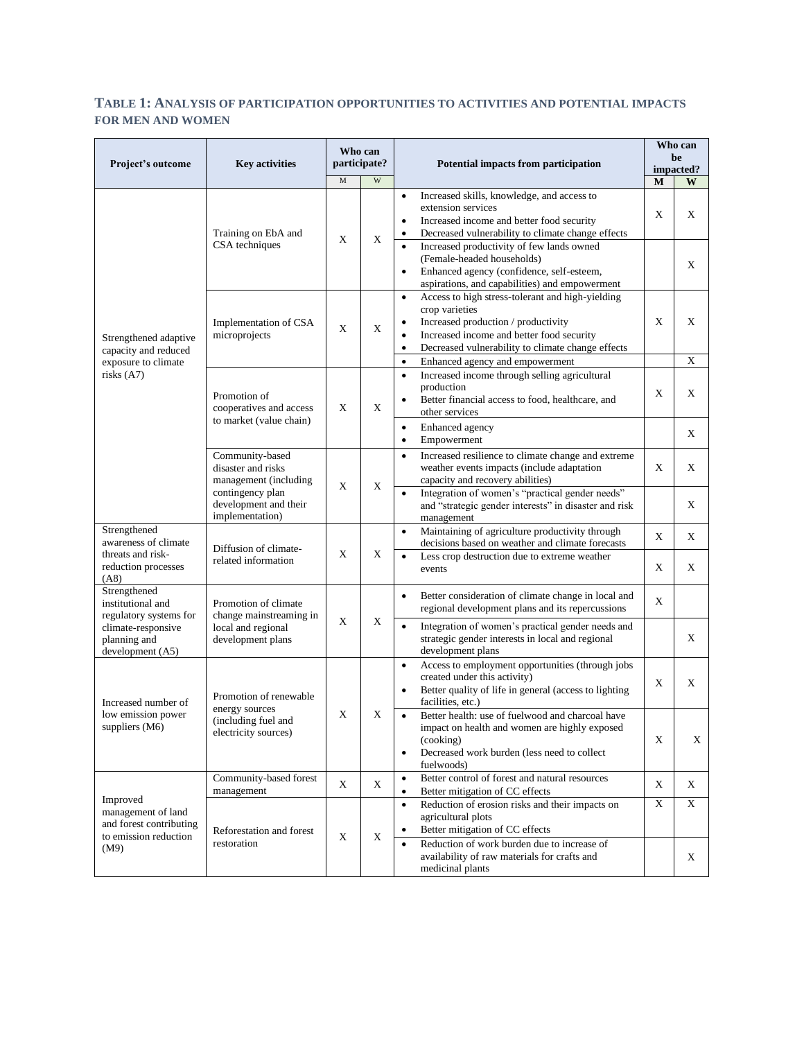### TABLE 1: ANALYSIS OF PARTICIPATION OPPORTUNITIES TO ACTIVITIES AND POTENTIAL IMPACTS FOR MEN AND WOMEN

| Project's outcome | Key activities | Who can participate? | | Potential impacts from participation | Who can be impacted? | |
|---|---|---|---|---|---|---|
| | | M | W | | M | W |
| Strengthened adaptive capacity and reduced exposure to climate risks (A7) | Training on EbA and CSA techniques | X | X | • Increased skills, knowledge, and access to extension services<br>• Increased income and better food security<br>• Decreased vulnerability to climate change effects | X | X |
| | | | | • Increased productivity of few lands owned (Female-headed households)<br>• Enhanced agency (confidence, self-esteem, aspirations, and capabilities) and empowerment | | X |
| | Implementation of CSA microprojects | X | X | • Access to high stress-tolerant and high-yielding crop varieties<br>• Increased production / productivity<br>• Increased income and better food security<br>• Decreased vulnerability to climate change effects | X | X |
| | | | | • Enhanced agency and empowerment | | X |
| | Promotion of cooperatives and access to market (value chain) | X | X | • Increased income through selling agricultural production<br>• Better financial access to food, healthcare, and other services | X | X |
| | | | | • Enhanced agency<br>• Empowerment | | X |
| | Community-based disaster and risks management (including contingency plan development and their implementation) | X | X | • Increased resilience to climate change and extreme weather events impacts (include adaptation capacity and recovery abilities) | X | X |
| | | | | • Integration of women's "practical gender needs" and "strategic gender interests" in disaster and risk management | | X |
| Strengthened awareness of climate threats and risk-reduction processes (A8) | Diffusion of climate-related information | X | X | • Maintaining of agriculture productivity through decisions based on weather and climate forecasts | X | X |
| | | | | • Less crop destruction due to extreme weather events | X | X |
| Strengthened institutional and regulatory systems for climate-responsive planning and development (A5) | Promotion of climate change mainstreaming in local and regional development plans | X | X | • Better consideration of climate change in local and regional development plans and its repercussions | X | |
| | | | | • Integration of women's practical gender needs and strategic gender interests in local and regional development plans | | X |
| Increased number of low emission power suppliers (M6) | Promotion of renewable energy sources (including fuel and electricity sources) | X | X | • Access to employment opportunities (through jobs created under this activity)<br>• Better quality of life in general (access to lighting facilities, etc.) | X | X |
| | | | | • Better health: use of fuelwood and charcoal have impact on health and women are highly exposed (cooking)<br>• Decreased work burden (less need to collect fuelwoods) | X | X |
| Improved management of land and forest contributing to emission reduction (M9) | Community-based forest management | X | X | • Better control of forest and natural resources<br>• Better mitigation of CC effects | X | X |
| | Reforestation and forest restoration | X | X | • Reduction of erosion risks and their impacts on agricultural plots<br>• Better mitigation of CC effects | X | X |
| | | | | • Reduction of work burden due to increase of availability of raw materials for crafts and medicinal plants | | X |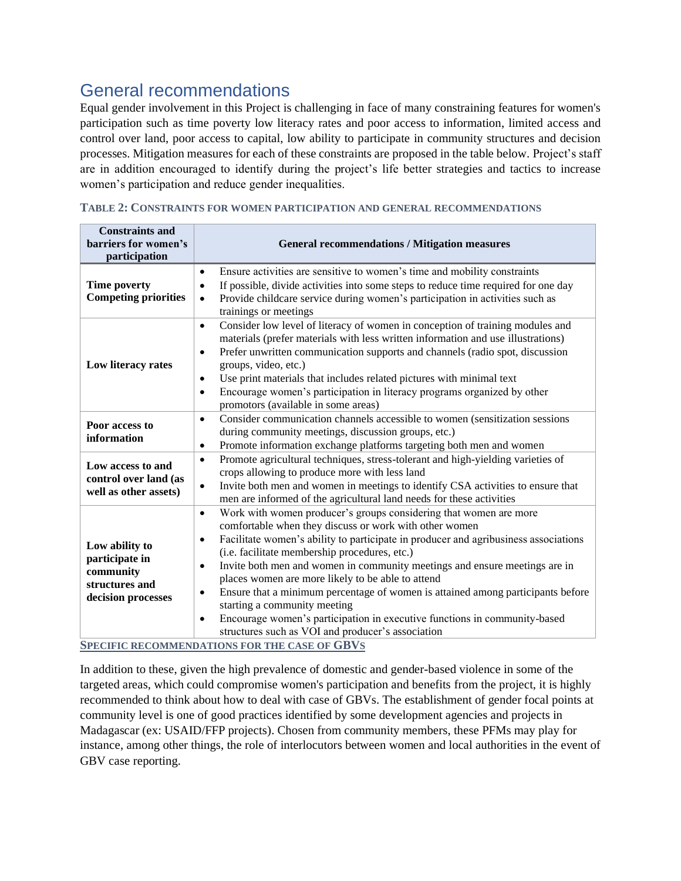## General recommendations

Equal gender involvement in this Project is challenging in face of many constraining features for women's participation such as time poverty low literacy rates and poor access to information, limited access and control over land, poor access to capital, low ability to participate in community structures and decision processes. Mitigation measures for each of these constraints are proposed in the table below. Project's staff are in addition encouraged to identify during the project's life better strategies and tactics to increase women's participation and reduce gender inequalities.

**TABLE 2: CONSTRAINTS FOR WOMEN PARTICIPATION AND GENERAL RECOMMENDATIONS**

| Constraints and barriers for women's participation | General recommendations / Mitigation measures |
|---|---|
| **Time poverty**<br>**Competing priorities** | • Ensure activities are sensitive to women's time and mobility constraints<br>• If possible, divide activities into some steps to reduce time required for one day<br>• Provide childcare service during women's participation in activities such as trainings or meetings |
| **Low literacy rates** | • Consider low level of literacy of women in conception of training modules and materials (prefer materials with less written information and use illustrations)<br>• Prefer unwritten communication supports and channels (radio spot, discussion groups, video, etc.)<br>• Use print materials that includes related pictures with minimal text<br>• Encourage women's participation in literacy programs organized by other promotors (available in some areas) |
| **Poor access to information** | • Consider communication channels accessible to women (sensitization sessions during community meetings, discussion groups, etc.)<br>• Promote information exchange platforms targeting both men and women |
| **Low access to and control over land (as well as other assets)** | • Promote agricultural techniques, stress-tolerant and high-yielding varieties of crops allowing to produce more with less land<br>• Invite both men and women in meetings to identify CSA activities to ensure that men are informed of the agricultural land needs for these activities |
| **Low ability to participate in community structures and decision processes** | • Work with women producer's groups considering that women are more comfortable when they discuss or work with other women<br>• Facilitate women's ability to participate in producer and agribusiness associations (i.e. facilitate membership procedures, etc.)<br>• Invite both men and women in community meetings and ensure meetings are in places women are more likely to be able to attend<br>• Ensure that a minimum percentage of women is attained among participants before starting a community meeting<br>• Encourage women's participation in executive functions in community-based structures such as VOI and producer's association |

**SPECIFIC RECOMMENDATIONS FOR THE CASE OF GBVS**

In addition to these, given the high prevalence of domestic and gender-based violence in some of the targeted areas, which could compromise women's participation and benefits from the project, it is highly recommended to think about how to deal with case of GBVs. The establishment of gender focal points at community level is one of good practices identified by some development agencies and projects in Madagascar (ex: USAID/FFP projects). Chosen from community members, these PFMs may play for instance, among other things, the role of interlocutors between women and local authorities in the event of GBV case reporting.